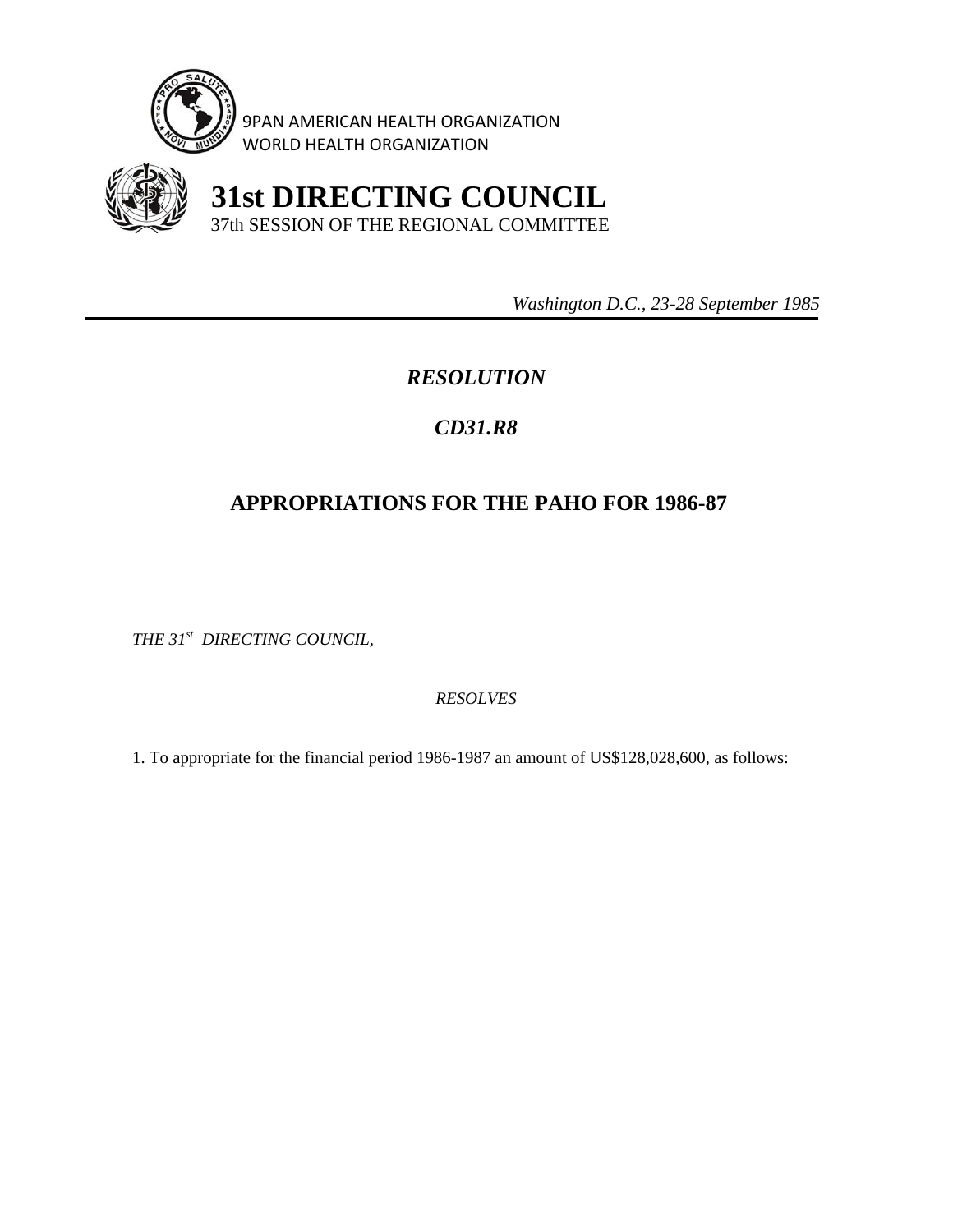9PAN AMERICAN HEALTH ORGANIZATION
WORLD HEALTH ORGANIZATION

# 31st DIRECTING COUNCIL

37th SESSION OF THE REGIONAL COMMITTEE

*Washington D.C., 23-28 September 1985*

---

## *RESOLUTION*

## *CD31.R8*

## APPROPRIATIONS FOR THE PAHO FOR 1986-87

*THE 31st DIRECTING COUNCIL,*

*RESOLVES*

1. To appropriate for the financial period 1986-1987 an amount of US$128,028,600, as follows: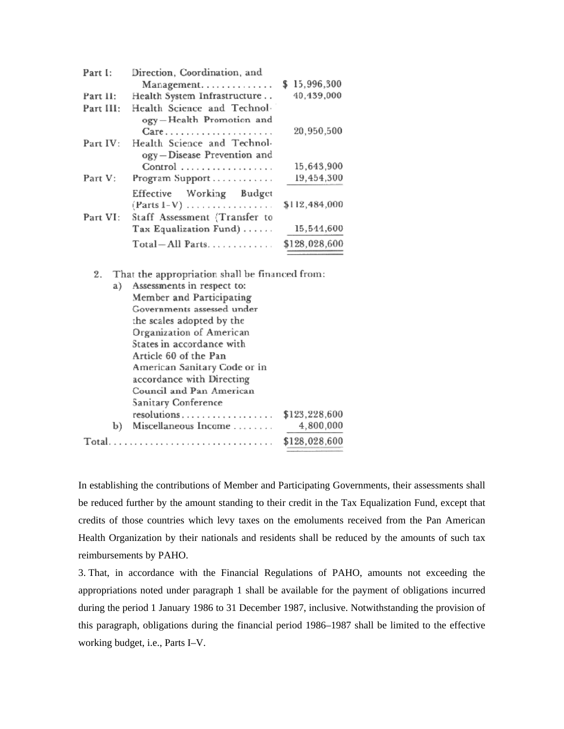| | | |
|---|---|---|
| Part I: | Direction, Coordination, and Management. . . . . . . . . . . . . | $ 15,996,300 |
| Part II: | Health System Infrastructure . . | 40,439,000 |
| Part III: | Health Science and Technology—Health Promotion and Care. . . . . . . . . . . . . . . . . . . . | 20,950,500 |
| Part IV: | Health Science and Technology—Disease Prevention and Control . . . . . . . . . . . . . . . . . | 15,643,900 |
| Part V: | Program Support . . . . . . . . . . . | 19,454,300 |
| | Effective Working Budget (Parts I–V) . . . . . . . . . . . . . . . . | $112,484,000 |
| Part VI: | Staff Assessment (Transfer to Tax Equalization Fund) . . . . . . | 15,544,600 |
| | Total—All Parts. . . . . . . . . . . . | $128,028,600 |

2. That the appropriation shall be financed from:

| | | |
|---|---|---|
| a) | Assessments in respect to: Member and Participating Governments assessed under the scales adopted by the Organization of American States in accordance with Article 60 of the Pan American Sanitary Code or in accordance with Directing Council and Pan American Sanitary Conference resolutions. . . . . . . . . . . . . . . . . . | $123,228,600 |
| b) | Miscellaneous Income . . . . . . . . | 4,800,000 |
| Total. . . . . . . . . . . . . . . . . . . . . . . . . . . . . . . | | $128,028,600 |

In establishing the contributions of Member and Participating Governments, their assessments shall be reduced further by the amount standing to their credit in the Tax Equalization Fund, except that credits of those countries which levy taxes on the emoluments received from the Pan American Health Organization by their nationals and residents shall be reduced by the amounts of such tax reimbursements by PAHO.

3. That, in accordance with the Financial Regulations of PAHO, amounts not exceeding the appropriations noted under paragraph 1 shall be available for the payment of obligations incurred during the period 1 January 1986 to 31 December 1987, inclusive. Notwithstanding the provision of this paragraph, obligations during the financial period 1986–1987 shall be limited to the effective working budget, i.e., Parts I–V.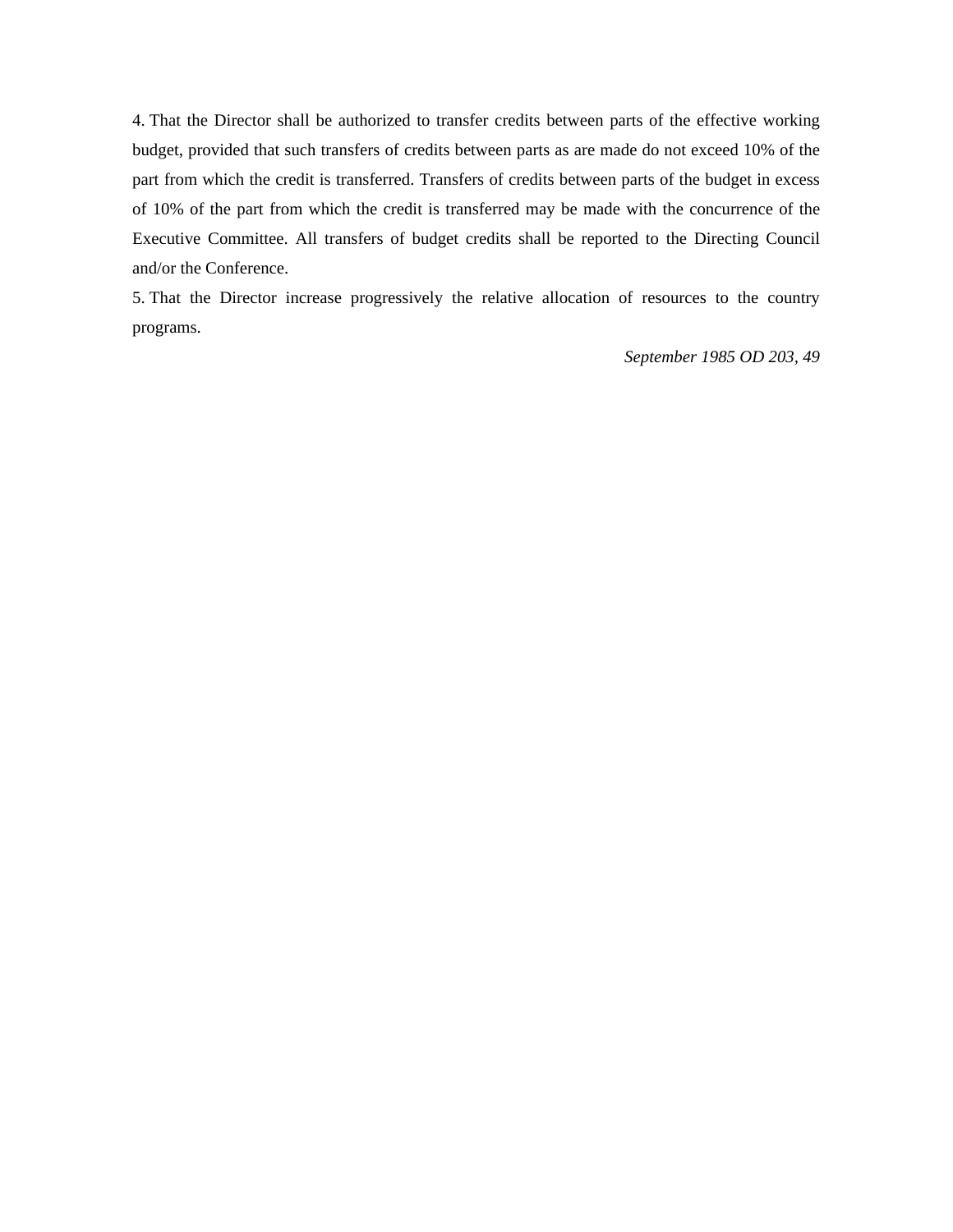4. That the Director shall be authorized to transfer credits between parts of the effective working budget, provided that such transfers of credits between parts as are made do not exceed 10% of the part from which the credit is transferred. Transfers of credits between parts of the budget in excess of 10% of the part from which the credit is transferred may be made with the concurrence of the Executive Committee. All transfers of budget credits shall be reported to the Directing Council and/or the Conference.

5. That the Director increase progressively the relative allocation of resources to the country programs.

*September 1985 OD 203, 49*